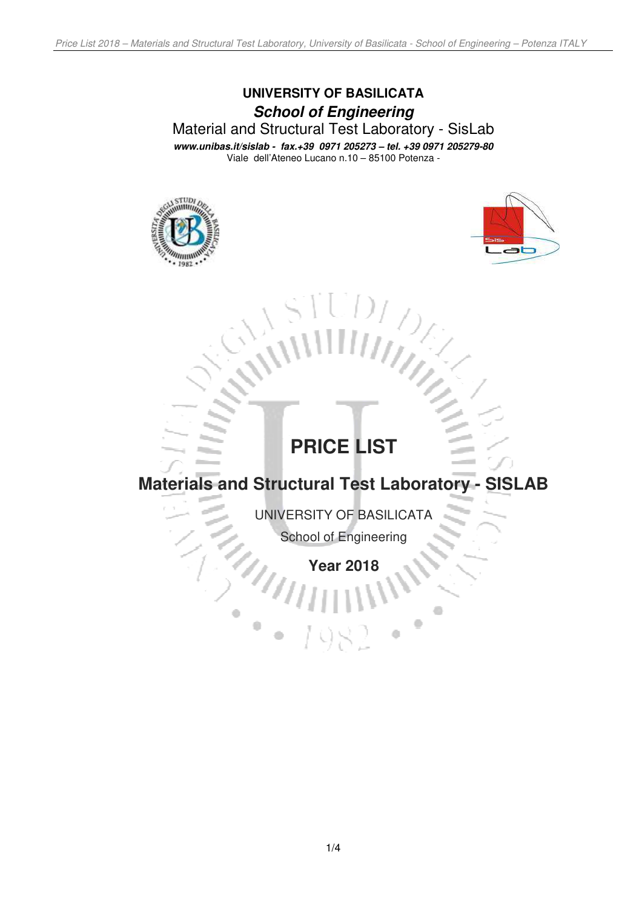**UNIVERSITY OF BASILICATA**

***School of Engineering***

Material and Structural Test Laboratory - SisLab

***www.unibas.it/sislab - fax.+39 0971 205273 – tel. +39 0971 205279-80***

Viale dell'Ateneo Lucano n.10 – 85100 Potenza -

# PRICE LIST

## Materials and Structural Test Laboratory - SISLAB

UNIVERSITY OF BASILICATA

School of Engineering

**Year 2018**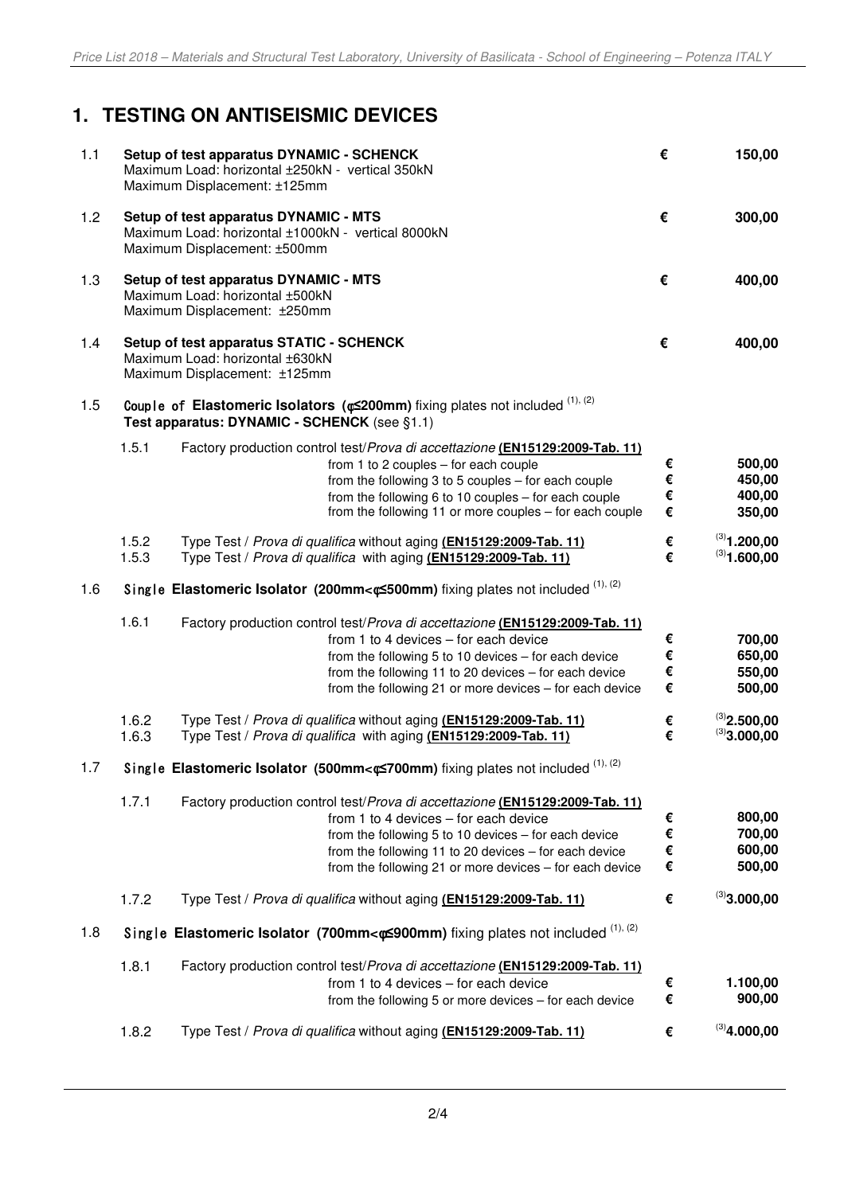# 1. TESTING ON ANTISEISMIC DEVICES

| | | | | |
|---|---|---|---|---|
| 1.1 | | **Setup of test apparatus DYNAMIC - SCHENCK**<br>Maximum Load: horizontal ±250kN - vertical 350kN<br>Maximum Displacement: ±125mm | € | **150,00** |
| 1.2 | | **Setup of test apparatus DYNAMIC - MTS**<br>Maximum Load: horizontal ±1000kN - vertical 8000kN<br>Maximum Displacement: ±500mm | € | **300,00** |
| 1.3 | | **Setup of test apparatus DYNAMIC - MTS**<br>Maximum Load: horizontal ±500kN<br>Maximum Displacement: ±250mm | € | **400,00** |
| 1.4 | | **Setup of test apparatus STATIC - SCHENCK**<br>Maximum Load: horizontal ±630kN<br>Maximum Displacement: ±125mm | € | **400,00** |
| 1.5 | | **Couple of Elastomeric Isolators (φ≤200mm)** fixing plates not included (1), (2)<br>**Test apparatus: DYNAMIC - SCHENCK** (see §1.1) | | |
| | 1.5.1 | Factory production control test/*Prova di accettazione* **EN15129:2009-Tab. 11)** | | |
| | | from 1 to 2 couples – for each couple | € | **500,00** |
| | | from the following 3 to 5 couples – for each couple | € | **450,00** |
| | | from the following 6 to 10 couples – for each couple | € | **400,00** |
| | | from the following 11 or more couples – for each couple | € | **350,00** |
| | 1.5.2 | Type Test / *Prova di qualifica* without aging **(EN15129:2009-Tab. 11)** | € | (3)**1.200,00** |
| | 1.5.3 | Type Test / *Prova di qualifica* with aging **(EN15129:2009-Tab. 11)** | € | (3)**1.600,00** |
| 1.6 | | **Single Elastomeric Isolator (200mm<φ≤500mm)** fixing plates not included (1), (2) | | |
| | 1.6.1 | Factory production control test/*Prova di accettazione* **(EN15129:2009-Tab. 11)** | | |
| | | from 1 to 4 devices – for each device | € | **700,00** |
| | | from the following 5 to 10 devices – for each device | € | **650,00** |
| | | from the following 11 to 20 devices – for each device | € | **550,00** |
| | | from the following 21 or more devices – for each device | € | **500,00** |
| | 1.6.2 | Type Test / *Prova di qualifica* without aging **(EN15129:2009-Tab. 11)** | € | (3)**2.500,00** |
| | 1.6.3 | Type Test / *Prova di qualifica* with aging **(EN15129:2009-Tab. 11)** | € | (3)**3.000,00** |
| 1.7 | | **Single Elastomeric Isolator (500mm<φ≤700mm)** fixing plates not included (1), (2) | | |
| | 1.7.1 | Factory production control test/*Prova di accettazione* **(EN15129:2009-Tab. 11)** | | |
| | | from 1 to 4 devices – for each device | € | **800,00** |
| | | from the following 5 to 10 devices – for each device | € | **700,00** |
| | | from the following 11 to 20 devices – for each device | € | **600,00** |
| | | from the following 21 or more devices – for each device | € | **500,00** |
| | 1.7.2 | Type Test / *Prova di qualifica* without aging **(EN15129:2009-Tab. 11)** | € | (3)**3.000,00** |
| 1.8 | | **Single Elastomeric Isolator (700mm<φ≤900mm)** fixing plates not included (1), (2) | | |
| | 1.8.1 | Factory production control test/*Prova di accettazione* **(EN15129:2009-Tab. 11)** | | |
| | | from 1 to 4 devices – for each device | € | **1.100,00** |
| | | from the following 5 or more devices – for each device | € | **900,00** |
| | 1.8.2 | Type Test / *Prova di qualifica* without aging **(EN15129:2009-Tab. 11)** | € | (3)**4.000,00** |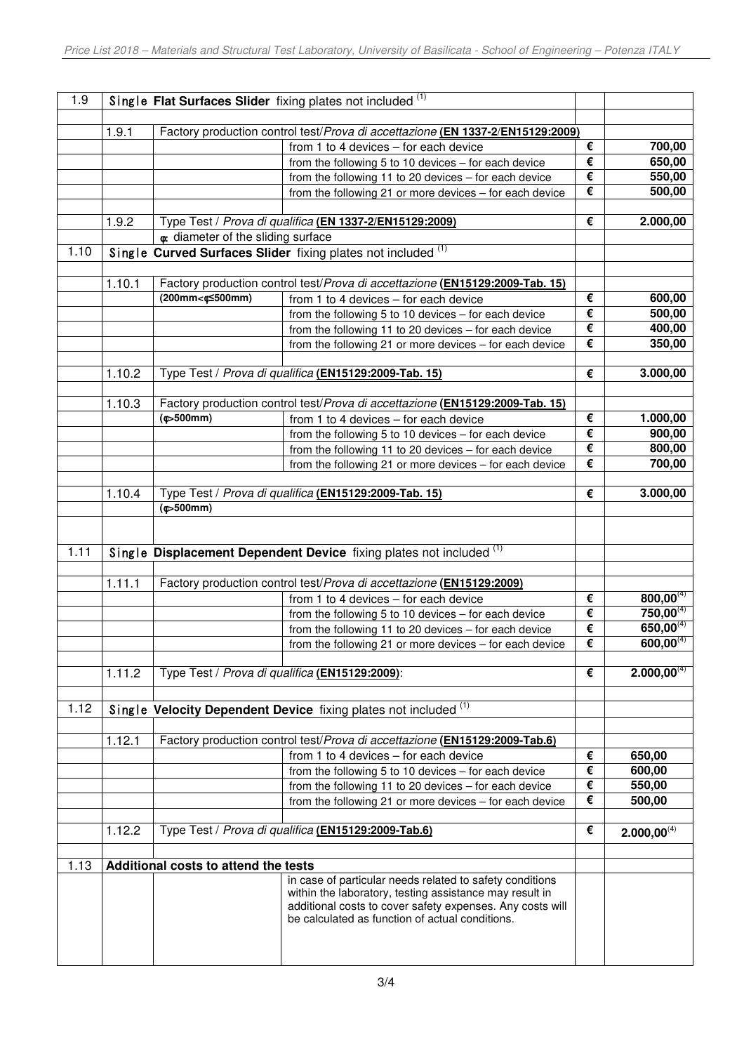| | | | | | |
|---|---|---|---|---|---|
| 1.9 | Single **Flat Surfaces Slider** fixing plates not included (1) | | | | |
| | 1.9.1 | Factory production control test/*Prova di accettazione* **(EN 1337-2/EN15129:2009)** | | | |
| | | | from 1 to 4 devices – for each device | € | **700,00** |
| | | | from the following 5 to 10 devices – for each device | € | **650,00** |
| | | | from the following 11 to 20 devices – for each device | € | **550,00** |
| | | | from the following 21 or more devices – for each device | € | **500,00** |
| | 1.9.2 | Type Test / *Prova di qualifica* **(EN 1337-2/EN15129:2009)** | | € | **2.000,00** |
| | | φ: diameter of the sliding surface | | | |
| 1.10 | Single **Curved Surfaces Slider** fixing plates not included (1) | | | | |
| | 1.10.1 | Factory production control test/*Prova di accettazione* **(EN15129:2009-Tab. 15)** | | | |
| | | **(200mm<φ≤500mm)** | from 1 to 4 devices – for each device | € | **600,00** |
| | | | from the following 5 to 10 devices – for each device | € | **500,00** |
| | | | from the following 11 to 20 devices – for each device | € | **400,00** |
| | | | from the following 21 or more devices – for each device | € | **350,00** |
| | 1.10.2 | Type Test / *Prova di qualifica* **(EN15129:2009-Tab. 15)** | | € | **3.000,00** |
| | 1.10.3 | Factory production control test/*Prova di accettazione* **(EN15129:2009-Tab. 15)** | | | |
| | | **(φ>500mm)** | from 1 to 4 devices – for each device | € | **1.000,00** |
| | | | from the following 5 to 10 devices – for each device | € | **900,00** |
| | | | from the following 11 to 20 devices – for each device | € | **800,00** |
| | | | from the following 21 or more devices – for each device | € | **700,00** |
| | 1.10.4 | Type Test / *Prova di qualifica* **(EN15129:2009-Tab. 15)** | | € | **3.000,00** |
| | | **(φ>500mm)** | | | |
| 1.11 | Single **Displacement Dependent Device** fixing plates not included (1) | | | | |
| | 1.11.1 | Factory production control test/*Prova di accettazione* **(EN15129:2009)** | | | |
| | | | from 1 to 4 devices – for each device | € | **800,00**(4) |
| | | | from the following 5 to 10 devices – for each device | € | **750,00**(4) |
| | | | from the following 11 to 20 devices – for each device | € | **650,00**(4) |
| | | | from the following 21 or more devices – for each device | € | **600,00**(4) |
| | 1.11.2 | Type Test / *Prova di qualifica* **(EN15129:2009)**: | | € | **2.000,00**(4) |
| 1.12 | Single **Velocity Dependent Device** fixing plates not included (1) | | | | |
| | 1.12.1 | Factory production control test/*Prova di accettazione* **(EN15129:2009-Tab.6)** | | | |
| | | | from 1 to 4 devices – for each device | € | **650,00** |
| | | | from the following 5 to 10 devices – for each device | € | **600,00** |
| | | | from the following 11 to 20 devices – for each device | € | **550,00** |
| | | | from the following 21 or more devices – for each device | € | **500,00** |
| | 1.12.2 | Type Test / *Prova di qualifica* **(EN15129:2009-Tab.6)** | | € | **2.000,00**(4) |
| 1.13 | **Additional costs to attend the tests** | | | | |
| | | | in case of particular needs related to safety conditions within the laboratory, testing assistance may result in additional costs to cover safety expenses. Any costs will be calculated as function of actual conditions. | | |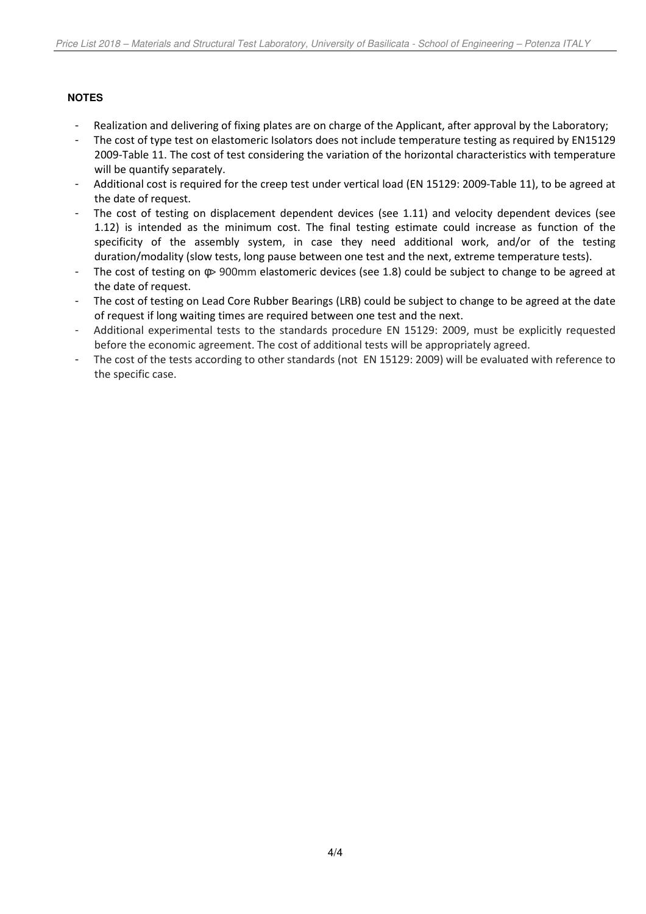**NOTES**

- Realization and delivering of fixing plates are on charge of the Applicant, after approval by the Laboratory;
- The cost of type test on elastomeric Isolators does not include temperature testing as required by EN15129 2009-Table 11. The cost of test considering the variation of the horizontal characteristics with temperature will be quantify separately.
- Additional cost is required for the creep test under vertical load (EN 15129: 2009-Table 11), to be agreed at the date of request.
- The cost of testing on displacement dependent devices (see 1.11) and velocity dependent devices (see 1.12) is intended as the minimum cost. The final testing estimate could increase as function of the specificity of the assembly system, in case they need additional work, and/or of the testing duration/modality (slow tests, long pause between one test and the next, extreme temperature tests).
- The cost of testing on φ> 900mm elastomeric devices (see 1.8) could be subject to change to be agreed at the date of request.
- The cost of testing on Lead Core Rubber Bearings (LRB) could be subject to change to be agreed at the date of request if long waiting times are required between one test and the next.
- Additional experimental tests to the standards procedure EN 15129: 2009, must be explicitly requested before the economic agreement. The cost of additional tests will be appropriately agreed.
- The cost of the tests according to other standards (not EN 15129: 2009) will be evaluated with reference to the specific case.